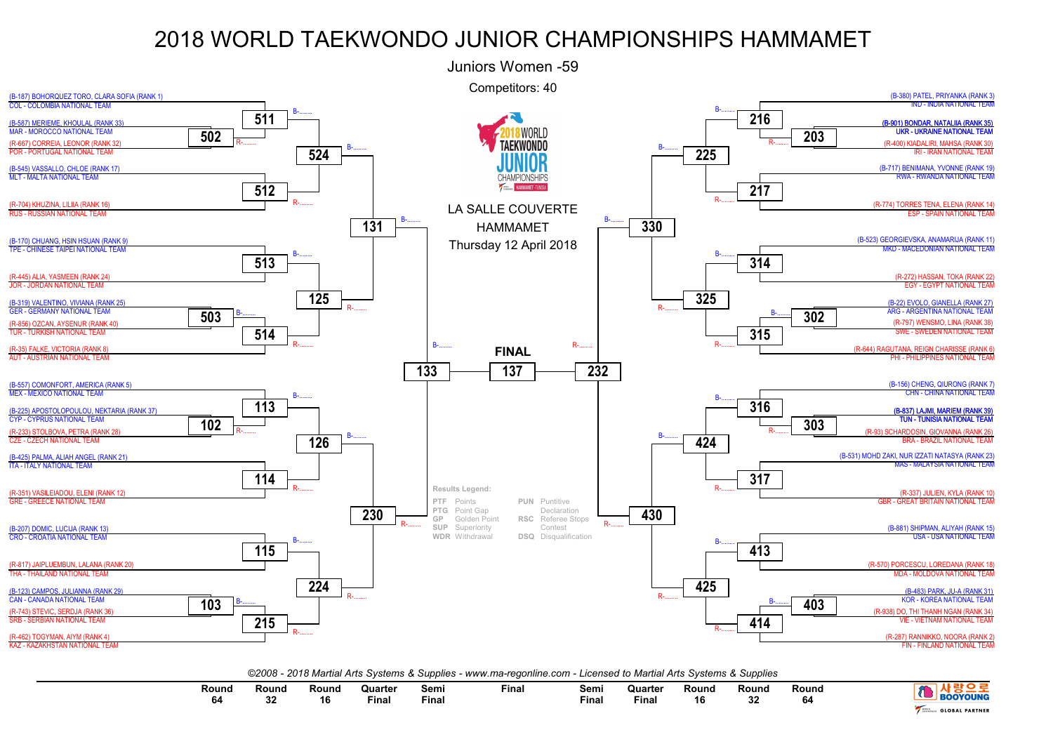# 2018 WORLD TAEKWONDO JUNIOR CHAMPIONSHIPS HAMMAMET

## Juniors Women -59

Competitors: 40

LA SALLE COUVERTE
HAMMAMET
Thursday 12 April 2018

### Left side of bracket

- (B-187) BOHORQUEZ TORO, CLARA SOFIA (RANK 1) — COL - COLOMBIA NATIONAL TEAM
- (B-587) MERIEME, KHOULAL (RANK 33) — MAR - MOROCCO NATIONAL TEAM
- (R-667) CORREIA, LEONOR (RANK 32) — POR - PORTUGAL NATIONAL TEAM
- (B-545) VASSALLO, CHLOE (RANK 17) — MLT - MALTA NATIONAL TEAM
- (R-704) KHUZINA, LILIIA (RANK 16) — RUS - RUSSIAN NATIONAL TEAM
- (B-170) CHUANG, HSIN HSUAN (RANK 9) — TPE - CHINESE TAIPEI NATIONAL TEAM
- (R-445) ALIA, YASMEEN (RANK 24) — JOR - JORDAN NATIONAL TEAM
- (B-319) VALENTINO, VIVIANA (RANK 25) — GER - GERMANY NATIONAL TEAM
- (R-856) OZCAN, AYSENUR (RANK 40) — TUR - TURKISH NATIONAL TEAM
- (R-35) FALKE, VICTORIA (RANK 8) — AUT - AUSTRIAN NATIONAL TEAM
- (B-557) COMONFORT, AMERICA (RANK 5) — MEX - MEXICO NATIONAL TEAM
- (B-225) APOSTOLOPOULOU, NEKTARIA (RANK 37) — CYP - CYPRUS NATIONAL TEAM
- (R-233) STOLBOVA, PETRA (RANK 28) — CZE - CZECH NATIONAL TEAM
- (B-425) PALMA, ALIAH ANGEL (RANK 21) — ITA - ITALY NATIONAL TEAM
- (R-351) VASILEIADOU, ELENI (RANK 12) — GRE - GREECE NATIONAL TEAM
- (B-207) DOMIC, LUCIJA (RANK 13) — CRO - CROATIA NATIONAL TEAM
- (R-817) JAIPLUEMBUN, LALANA (RANK 20) — THA - THAILAND NATIONAL TEAM
- (B-123) CAMPOS, JULIANNA (RANK 29) — CAN - CANADA NATIONAL TEAM
- (R-743) STEVIC, SERDJA (RANK 36) — SRB - SERBIAN NATIONAL TEAM
- (R-462) TOGYMAN, AIYM (RANK 4) — KAZ - KAZAKHSTAN NATIONAL TEAM

Match numbers (left): Round 64: 502, 503, 102, 103; Round 32: 511, 512, 513, 514, 113, 114, 115, 215; Round 16: 524, 125, 126, 224; Quarter Final: 131, 230; Semi Final: 133

### Final

**FINAL** — 137

### Right side of bracket

- (B-380) PATEL, PRIYANKA (RANK 3) — IND - INDIA NATIONAL TEAM
- **(B-901) BONDAR, NATALIIA (RANK 35) — UKR - UKRAINE NATIONAL TEAM**
- (R-400) KIADALIRI, MAHSA (RANK 30) — IRI - IRAN NATIONAL TEAM
- (B-717) BENIMANA, YVONNE (RANK 19) — RWA - RWANDA NATIONAL TEAM
- (R-774) TORRES TENA, ELENA (RANK 14) — ESP - SPAIN NATIONAL TEAM
- (B-523) GEORGIEVSKA, ANAMARIJA (RANK 11) — MKD - MACEDONIAN NATIONAL TEAM
- (R-272) HASSAN, TOKA (RANK 22) — EGY - EGYPT NATIONAL TEAM
- (B-22) EVOLO, GIANELLA (RANK 27) — ARG - ARGENTINA NATIONAL TEAM
- (R-797) WENSMO, LINA (RANK 38) — SWE - SWEDEN NATIONAL TEAM
- (R-644) RAGUTANA, REIGN CHARISSE (RANK 6) — PHI - PHILIPPINES NATIONAL TEAM
- (B-156) CHENG, QIURONG (RANK 7) — CHN - CHINA NATIONAL TEAM
- **(B-837) LAJMI, MARIEM (RANK 39) — TUN - TUNISIA NATIONAL TEAM**
- (R-93) SCHARDOSIN, GIOVANNA (RANK 26) — BRA - BRAZIL NATIONAL TEAM
- (B-531) MOHD ZAKI, NUR IZZATI NATASYA (RANK 23) — MAS - MALAYSIA NATIONAL TEAM
- (R-337) JULIEN, KYLA (RANK 10) — GBR - GREAT BRITAIN NATIONAL TEAM
- (B-881) SHIPMAN, ALIYAH (RANK 15) — USA - USA NATIONAL TEAM
- (R-570) PORCESCU, LOREDANA (RANK 18) — MDA - MOLDOVA NATIONAL TEAM
- (B-483) PARK, JU-A (RANK 31) — KOR - KOREA NATIONAL TEAM
- (R-938) DO, THI THANH NGAN (RANK 34) — VIE - VIETNAM NATIONAL TEAM
- (R-287) RANNIKKO, NOORA (RANK 2) — FIN - FINLAND NATIONAL TEAM

Match numbers (right): Round 64: 203, 302, 303, 403; Round 32: 216, 217, 314, 315, 316, 317, 413, 414; Round 16: 225, 325, 424, 425; Quarter Final: 330, 430; Semi Final: 232

### Results Legend

| Code | Meaning | Code | Meaning |
|---|---|---|---|
| PTF | Points | PUN | Puntitive Declaration |
| PTG | Point Gap | RSC | Referee Stops Contest |
| GP | Golden Point | DSQ | Disqualification |
| SUP | Superiority | | |
| WDR | Withdrawal | | |

Round 64 | Round 32 | Round 16 | Quarter Final | Semi Final | Final | Semi Final | Quarter Final | Round 16 | Round 32 | Round 64

*©2008 - 2018 Martial Arts Systems & Supplies - www.ma-regonline.com - Licensed to Martial Arts Systems & Supplies*

사랑으로 BOOYOUNG — GLOBAL PARTNER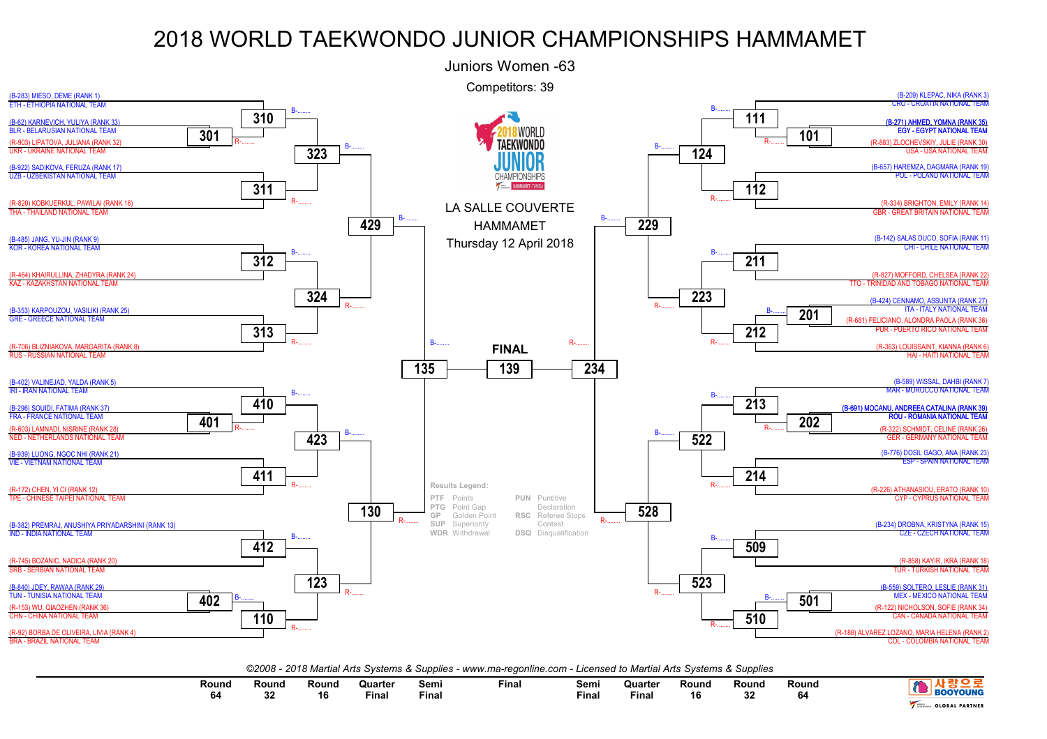# 2018 WORLD TAEKWONDO JUNIOR CHAMPIONSHIPS HAMMAMET

## Juniors Women -63

Competitors: 39

LA SALLE COUVERTE
HAMMAMET
Thursday 12 April 2018

### Left side of bracket

| Competitor | Team |
|---|---|
| (B-283) MIESO, DEME (RANK 1) | ETH - ETHIOPIA NATIONAL TEAM |
| (B-62) KARNEVICH, YULIYA (RANK 33) | BLR - BELARUSIAN NATIONAL TEAM |
| (R-903) LIPATOVA, JULIANA (RANK 32) | UKR - UKRAINE NATIONAL TEAM |
| (B-922) SADIKOVA, FERUZA (RANK 17) | UZB - UZBEKISTAN NATIONAL TEAM |
| (R-820) KOBKUERKUL, PAWILAI (RANK 16) | THA - THAILAND NATIONAL TEAM |
| (B-485) JANG, YU-JIN (RANK 9) | KOR - KOREA NATIONAL TEAM |
| (R-464) KHAIRULLINA, ZHADYRA (RANK 24) | KAZ - KAZAKHSTAN NATIONAL TEAM |
| (B-353) KARPOUZOU, VASILIKI (RANK 25) | GRE - GREECE NATIONAL TEAM |
| (R-706) BLIZNIAKOVA, MARGARITA (RANK 8) | RUS - RUSSIAN NATIONAL TEAM |
| (B-402) VALINEJAD, YALDA (RANK 5) | IRI - IRAN NATIONAL TEAM |
| (B-296) SOUIDI, FATIMA (RANK 37) | FRA - FRANCE NATIONAL TEAM |
| (R-603) LAMNADI, NISRINE (RANK 28) | NED - NETHERLANDS NATIONAL TEAM |
| (B-939) LUONG, NGOC NHI (RANK 21) | VIE - VIETNAM NATIONAL TEAM |
| (R-172) CHEN, YI CI (RANK 12) | TPE - CHINESE TAIPEI NATIONAL TEAM |
| (B-382) PREMRAJ, ANUSHIYA PRIYADARSHINI (RANK 13) | IND - INDIA NATIONAL TEAM |
| (R-745) BOZANIC, NADICA (RANK 20) | SRB - SERBIAN NATIONAL TEAM |
| (B-840) JDEY, RAWAA (RANK 29) | TUN - TUNISIA NATIONAL TEAM |
| (R-153) WU, QIAOZHEN (RANK 36) | CHN - CHINA NATIONAL TEAM |
| (R-92) BORBA DE OLIVEIRA, LIVIA (RANK 4) | BRA - BRAZIL NATIONAL TEAM |

Left side contests: Round 64: 301, 401, 402; Round 32: 310, 311, 312, 313, 410, 411, 412, 110; Round 16: 323, 324, 423, 123; Quarter Final: 429, 130; Semi Final: 135

### Right side of bracket

| Competitor | Team |
|---|---|
| (B-209) KLEPAC, NIKA (RANK 3) | CRO - CROATIA NATIONAL TEAM |
| (B-271) AHMED, YOMNA (RANK 35) | EGY - EGYPT NATIONAL TEAM |
| (R-883) ZLOCHEVSKIY, JULIE (RANK 30) | USA - USA NATIONAL TEAM |
| (B-657) HAREMZA, DAGMARA (RANK 19) | POL - POLAND NATIONAL TEAM |
| (R-334) BRIGHTON, EMILY (RANK 14) | GBR - GREAT BRITAIN NATIONAL TEAM |
| (B-142) SALAS DUCO, SOFIA (RANK 11) | CHI - CHILE NATIONAL TEAM |
| (R-827) MOFFORD, CHELSEA (RANK 22) | TTO - TRINIDAD AND TOBAGO NATIONAL TEAM |
| (B-424) CENNAMO, ASSUNTA (RANK 27) | ITA - ITALY NATIONAL TEAM |
| (R-681) FELICIANO, ALONDRA PAOLA (RANK 38) | PUR - PUERTO RICO NATIONAL TEAM |
| (R-363) LOUISSAINT, KIANNA (RANK 6) | HAI - HAITI NATIONAL TEAM |
| (B-589) WISSAL, DAHBI (RANK 7) | MAR - MOROCCO NATIONAL TEAM |
| (B-691) MOCANU, ANDREEA CATALINA (RANK 39) | ROU - ROMANIA NATIONAL TEAM |
| (R-322) SCHMIDT, CELINE (RANK 26) | GER - GERMANY NATIONAL TEAM |
| (B-776) DOSIL GAGO, ANA (RANK 23) | ESP - SPAIN NATIONAL TEAM |
| (R-226) ATHANASIOU, ERATO (RANK 10) | CYP - CYPRUS NATIONAL TEAM |
| (B-234) DROBNA, KRISTYNA (RANK 15) | CZE - CZECH NATIONAL TEAM |
| (R-858) KAYIR, IKRA (RANK 18) | TUR - TURKISH NATIONAL TEAM |
| (B-559) SOLTERO, LESLIE (RANK 31) | MEX - MEXICO NATIONAL TEAM |
| (R-122) NICHOLSON, SOFIE (RANK 34) | CAN - CANADA NATIONAL TEAM |
| (R-188) ALVAREZ LOZANO, MARIA HELENA (RANK 2) | COL - COLOMBIA NATIONAL TEAM |

Right side contests: Round 64: 101, 201, 202, 501; Round 32: 111, 112, 211, 212, 213, 214, 509, 510; Round 16: 124, 223, 522, 523; Quarter Final: 229, 528; Semi Final: 234

**FINAL**: 139

**Results Legend:**

| | | | |
|---|---|---|---|
| PTF | Points | PUN | Puntitive Declaration |
| PTG | Point Gap | RSC | Referee Stops Contest |
| GP | Golden Point | DSQ | Disqualification |
| SUP | Superiority | | |
| WDR | Withdrawal | | |

*©2008 - 2018 Martial Arts Systems & Supplies - www.ma-regonline.com - Licensed to Martial Arts Systems & Supplies*

| Round 64 | Round 32 | Round 16 | Quarter Final | Semi Final | Final | Semi Final | Quarter Final | Round 16 | Round 32 | Round 64 |
|---|---|---|---|---|---|---|---|---|---|---|

사랑으로 BOOYOUNG — GLOBAL PARTNER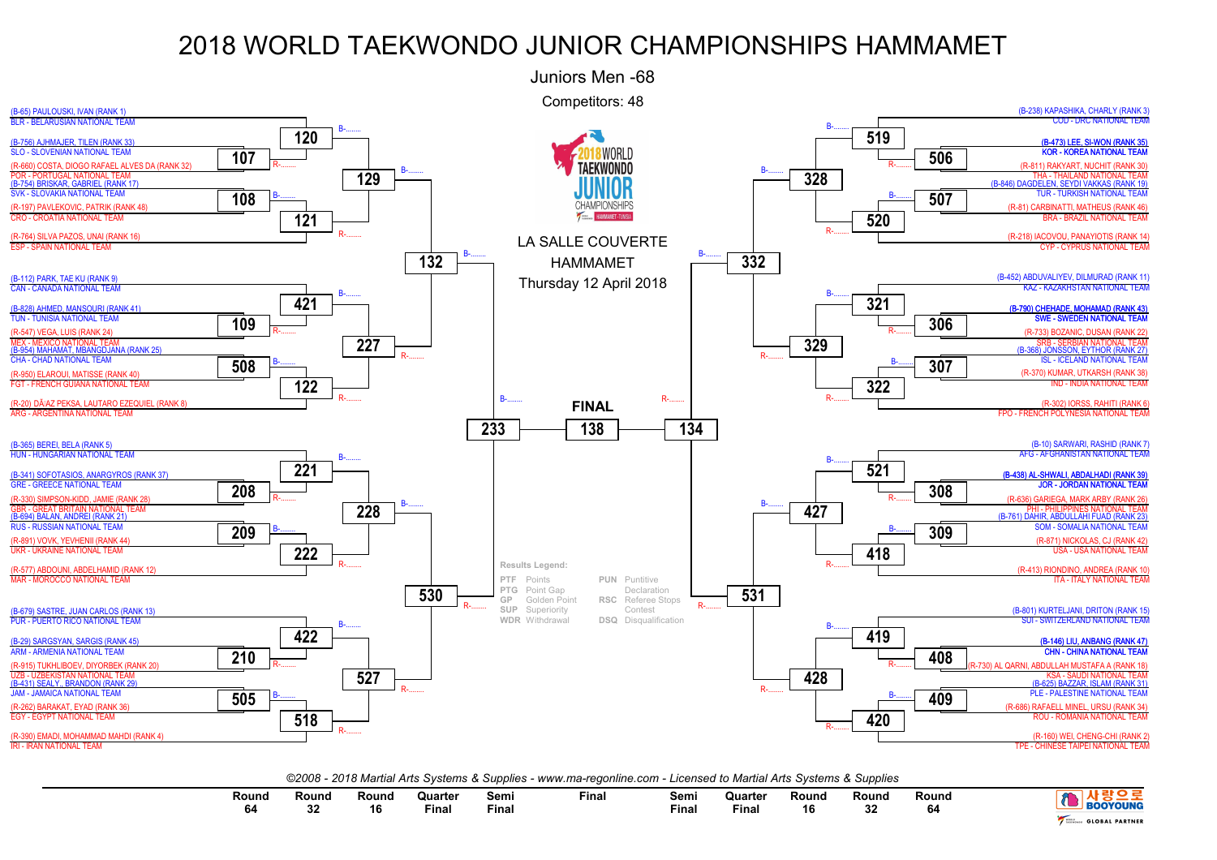# 2018 WORLD TAEKWONDO JUNIOR CHAMPIONSHIPS HAMMAMET

## Juniors Men -68

Competitors: 48

LA SALLE COUVERTE
HAMMAMET
Thursday 12 April 2018

### Left side of bracket

- (B-65) PAULOUSKI, IVAN (RANK 1) – BLR - BELARUSIAN NATIONAL TEAM
- (B-756) AJHMAJER, TILEN (RANK 33) – SLO - SLOVENIAN NATIONAL TEAM
- (R-660) COSTA, DIOGO RAFAEL ALVES DA (RANK 32) – POR - PORTUGAL NATIONAL TEAM
- (B-754) BRISKAR, GABRIEL (RANK 17) – SVK - SLOVAKIA NATIONAL TEAM
- (R-197) PAVLEKOVIC, PATRIK (RANK 48) – CRO - CROATIA NATIONAL TEAM
- (R-764) SILVA PAZOS, UNAI (RANK 16) – ESP - SPAIN NATIONAL TEAM
- (B-112) PARK, TAE KU (RANK 9) – CAN - CANADA NATIONAL TEAM
- (B-828) AHMED, MANSOURI (RANK 41) – TUN - TUNISIA NATIONAL TEAM
- (R-547) VEGA, LUIS (RANK 24) – MEX - MEXICO NATIONAL TEAM
- (B-954) MAHAMAT, MBANGDJANA (RANK 25) – CHA - CHAD NATIONAL TEAM
- (R-950) ELAROUI, MATISSE (RANK 40) – FGT - FRENCH GUIANA NATIONAL TEAM
- (R-20) DÃ/AZ PEKSA, LAUTARO EZEQUIEL (RANK 8) – ARG - ARGENTINA NATIONAL TEAM
- (B-365) BEREI, BELA (RANK 5) – HUN - HUNGARIAN NATIONAL TEAM
- (B-341) SOFOTASIOS, ANARGYROS (RANK 37) – GRE - GREECE NATIONAL TEAM
- (R-330) SIMPSON-KIDD, JAMIE (RANK 28) – GBR - GREAT BRITAIN NATIONAL TEAM
- (B-694) BALAN, ANDREI (RANK 21) – RUS - RUSSIAN NATIONAL TEAM
- (R-891) VOVK, YEVHENII (RANK 44) – UKR - UKRAINE NATIONAL TEAM
- (R-577) ABDOUNI, ABDELHAMID (RANK 12) – MAR - MOROCCO NATIONAL TEAM
- (B-679) SASTRE, JUAN CARLOS (RANK 13) – PUR - PUERTO RICO NATIONAL TEAM
- (B-29) SARGSYAN, SARGIS (RANK 45) – ARM - ARMENIA NATIONAL TEAM
- (R-915) TUKHLIBOEV, DIYORBEK (RANK 20) – UZB - UZBEKISTAN NATIONAL TEAM
- (B-431) SEALY., BRANDON (RANK 29) – JAM - JAMAICA NATIONAL TEAM
- (R-262) BARAKAT, EYAD (RANK 36) – EGY - EGYPT NATIONAL TEAM
- (R-390) EMADI, MOHAMMAD MAHDI (RANK 4) – IRI - IRAN NATIONAL TEAM

### Right side of bracket

- (B-238) KAPASHIKA, CHARLY (RANK 3) – COD - DRC NATIONAL TEAM
- **(B-473) LEE, SI-WON (RANK 35) – KOR - KOREA NATIONAL TEAM**
- (R-811) RAKYART, NUCHIT (RANK 30) – THA - THAILAND NATIONAL TEAM
- (B-846) DAGDELEN, SEYDI VAKKAS (RANK 19) – TUR - TURKISH NATIONAL TEAM
- (R-81) CARBINATTI, MATHEUS (RANK 46) – BRA - BRAZIL NATIONAL TEAM
- (R-218) IACOVOU, PANAYIOTIS (RANK 14) – CYP - CYPRUS NATIONAL TEAM
- (B-452) ABDUVALIYEV, DILMURAD (RANK 11) – KAZ - KAZAKHSTAN NATIONAL TEAM
- **(B-790) CHEHADE, MOHAMAD (RANK 43) – SWE - SWEDEN NATIONAL TEAM**
- (R-733) BOZANIC, DUSAN (RANK 22) – SRB - SERBIAN NATIONAL TEAM
- (B-368) JONSSON, EYTHOR (RANK 27) – ISL - ICELAND NATIONAL TEAM
- (R-370) KUMAR, UTKARSH (RANK 38) – IND - INDIA NATIONAL TEAM
- (R-302) IORSS, RAHITI (RANK 6) – FPO - FRENCH POLYNESIA NATIONAL TEAM
- (B-10) SARWARI, RASHID (RANK 7) – AFG - AFGHANISTAN NATIONAL TEAM
- **(B-438) AL-SHWALI, ABDALHADI (RANK 39) – JOR - JORDAN NATIONAL TEAM**
- (R-636) GARIEGA, MARK ARBY (RANK 26) – PHI - PHILIPPINES NATIONAL TEAM
- (B-761) DAHIR, ABDULLAHI FUAD (RANK 23) – SOM - SOMALIA NATIONAL TEAM
- (R-871) NICOLAS, CJ (RANK 42) – USA - USA NATIONAL TEAM
- (R-413) RIONDINO, ANDREA (RANK 10) – ITA - ITALY NATIONAL TEAM
- (B-801) KURTELJANI, DRITON (RANK 15) – SUI - SWITZERLAND NATIONAL TEAM
- **(B-146) LIU, ANBANG (RANK 47) – CHN - CHINA NATIONAL TEAM**
- (R-730) AL QARNI, ABDULLAH MUSTAFA A (RANK 18) – KSA - SAUDI NATIONAL TEAM
- (B-625) BAZZAR, ISLAM (RANK 31) – PLE - PALESTINE NATIONAL TEAM
- (R-686) RAFAELL MINEL, URSU (RANK 34) – ROU - ROMANIA NATIONAL TEAM
- (R-160) WEI, CHENG-CHI (RANK 2) – TPE - CHINESE TAIPEI NATIONAL TEAM

### Match numbers

| Round | Left side | Right side |
|---|---|---|
| Round 64 | 107, 108, 109, 508, 208, 209, 210, 505 | 506, 507, 306, 307, 308, 309, 408, 409 |
| Round 32 | 120, 121, 421, 122, 221, 222, 422, 518 | 519, 520, 321, 322, 521, 418, 419, 420 |
| Round 16 | 129, 227, 228, 527 | 328, 329, 427, 428 |
| Quarter Final | 132, 530 | 332, 531 |
| Semi Final | 233 | 134 |
| Final | 138 | |

### Results Legend:

| Code | Meaning | Code | Meaning |
|---|---|---|---|
| PTF | Points | PUN | Puntitive Declaration |
| PTG | Point Gap | RSC | Referee Stops Contest |
| GP | Golden Point | DSQ | Disqualification |
| SUP | Superiority | | |
| WDR | Withdrawal | | |

*©2008 - 2018 Martial Arts Systems & Supplies - www.ma-regonline.com - Licensed to Martial Arts Systems & Supplies*

Round 64 | Round 32 | Round 16 | Quarter Final | Semi Final | Final | Semi Final | Quarter Final | Round 16 | Round 32 | Round 64

사랑으로 BOOYOUNG – GLOBAL PARTNER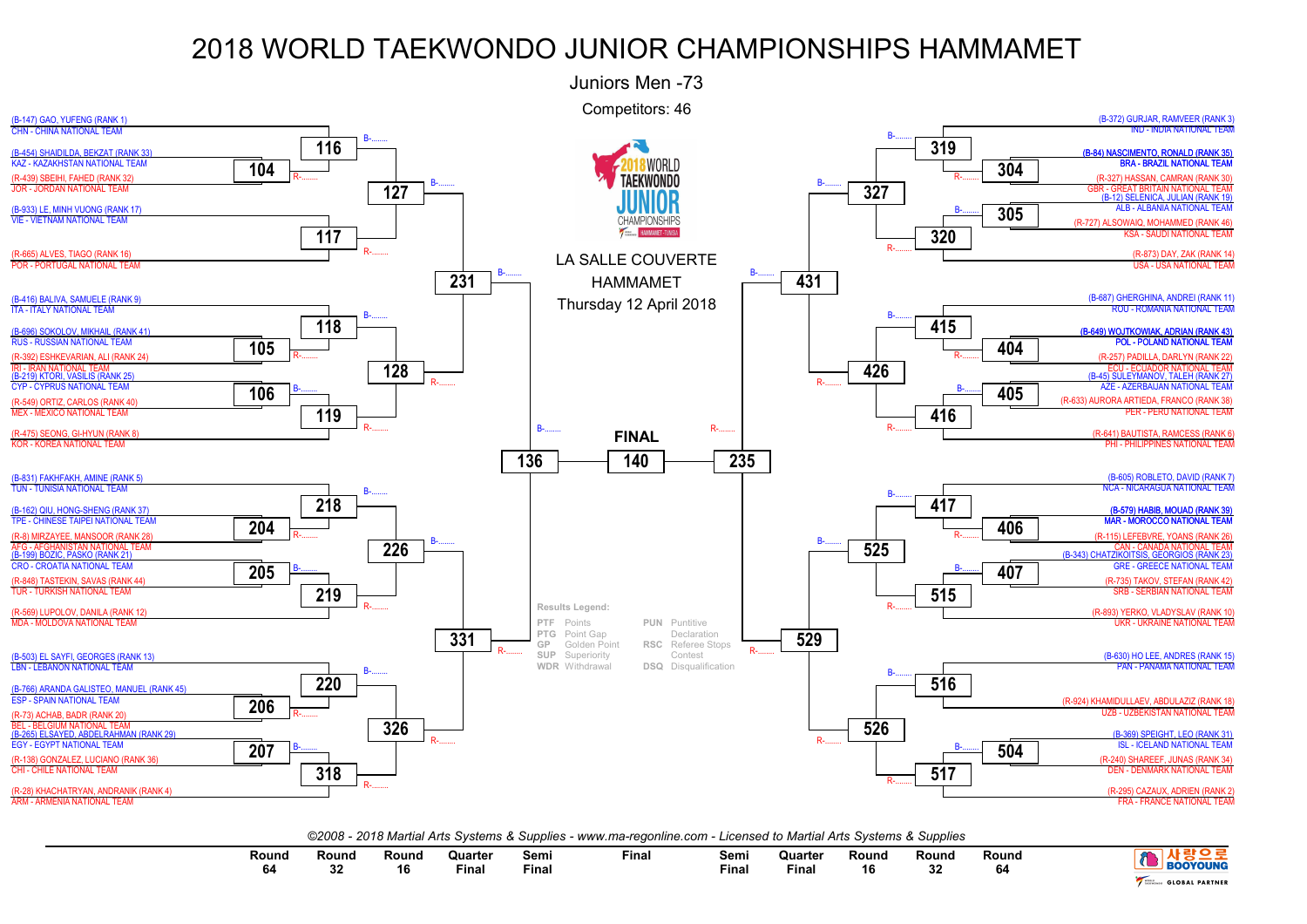# 2018 WORLD TAEKWONDO JUNIOR CHAMPIONSHIPS HAMMAMET

## Juniors Men -73

Competitors: 46

LA SALLE COUVERTE
HAMMAMET
Thursday 12 April 2018

(B-147) GAO, YUFENG (RANK 1)
CHN - CHINA NATIONAL TEAM

(B-454) SHAIDILDA, BEKZAT (RANK 33)
KAZ - KAZAKHSTAN NATIONAL TEAM

(R-439) SBEIHI, FAHED (RANK 32)
JOR - JORDAN NATIONAL TEAM

(B-933) LE, MINH VUONG (RANK 17)
VIE - VIETNAM NATIONAL TEAM

(R-665) ALVES, TIAGO (RANK 16)
POR - PORTUGAL NATIONAL TEAM

(B-416) BALIVA, SAMUELE (RANK 9)
ITA - ITALY NATIONAL TEAM

(B-696) SOKOLOV, MIKHAIL (RANK 41)
RUS - RUSSIAN NATIONAL TEAM

(R-392) ESHKEVARIAN, ALI (RANK 24)
IRI - IRAN NATIONAL TEAM

(B-219) KTORI, VASILIS (RANK 25)
CYP - CYPRUS NATIONAL TEAM

(R-549) ORTIZ, CARLOS (RANK 40)
MEX - MEXICO NATIONAL TEAM

(R-475) SEONG, GI-HYUN (RANK 8)
KOR - KOREA NATIONAL TEAM

(B-831) FAKHFAKH, AMINE (RANK 5)
TUN - TUNISIA NATIONAL TEAM

(B-162) QIU, HONG-SHENG (RANK 37)
TPE - CHINESE TAIPEI NATIONAL TEAM

(R-8) MIRZAYEE, MANSOOR (RANK 28)
AFG - AFGHANISTAN NATIONAL TEAM

(B-199) BOZIC, PASKO (RANK 21)
CRO - CROATIA NATIONAL TEAM

(R-848) TASTEKIN, SAVAS (RANK 44)
TUR - TURKISH NATIONAL TEAM

(R-569) LUPOLOV, DANILA (RANK 12)
MDA - MOLDOVA NATIONAL TEAM

(B-503) EL SAYFI, GEORGES (RANK 13)
LBN - LEBANON NATIONAL TEAM

(B-766) ARANDA GALISTEO, MANUEL (RANK 45)
ESP - SPAIN NATIONAL TEAM

(R-73) ACHAB, BADR (RANK 20)
BEL - BELGIUM NATIONAL TEAM

(B-265) ELSAYED, ABDELRAHMAN (RANK 29)
EGY - EGYPT NATIONAL TEAM

(R-138) GONZALEZ, LUCIANO (RANK 36)
CHI - CHILE NATIONAL TEAM

(R-28) KHACHATRYAN, ANDRANIK (RANK 4)
ARM - ARMENIA NATIONAL TEAM

(B-372) GURJAR, RAMVEER (RANK 3)
IND - INDIA NATIONAL TEAM

**(B-84) NASCIMENTO, RONALD (RANK 35)**
**BRA - BRAZIL NATIONAL TEAM**

(R-327) HASSAN, CAMRAN (RANK 30)
GBR - GREAT BRITAIN NATIONAL TEAM

(B-12) SELENICA, JULIAN (RANK 19)
ALB - ALBANIA NATIONAL TEAM

(R-727) ALSOWAIQ, MOHAMMED (RANK 46)
KSA - SAUDI NATIONAL TEAM

(R-873) DAY, ZAK (RANK 14)
USA - USA NATIONAL TEAM

(B-687) GHERGHINA, ANDREI (RANK 11)
ROU - ROMANIA NATIONAL TEAM

**(B-649) WOJTKOWIAK, ADRIAN (RANK 43)**
**POL - POLAND NATIONAL TEAM**

(R-257) PADILLA, DARLYN (RANK 22)
ECU - ECUADOR NATIONAL TEAM

(B-45) SULEYMANOV, TALEH (RANK 27)
AZE - AZERBAIJAN NATIONAL TEAM

(R-633) AURORA ARTIEDA, FRANCO (RANK 38)
PER - PERU NATIONAL TEAM

(R-641) BAUTISTA, RAMCESS (RANK 6)
PHI - PHILIPPINES NATIONAL TEAM

(B-605) ROBLETO, DAVID (RANK 7)
NCA - NICARAGUA NATIONAL TEAM

**(B-579) HABIB, MOUAD (RANK 39)**
**MAR - MOROCCO NATIONAL TEAM**

(R-115) LEFEBVRE, YOANS (RANK 26)
CAN - CANADA NATIONAL TEAM

(B-343) CHATZIKOITSIS, GEORGIOS (RANK 23)
GRE - GREECE NATIONAL TEAM

(R-735) TAKOV, STEFAN (RANK 42)
SRB - SERBIAN NATIONAL TEAM

(R-893) YERKO, VLADYSLAV (RANK 10)
UKR - UKRAINE NATIONAL TEAM

(B-630) HO LEE, ANDRES (RANK 15)
PAN - PANAMA NATIONAL TEAM

(R-924) KHAMIDULLAEV, ABDULAZIZ (RANK 18)
UZB - UZBEKISTAN NATIONAL TEAM

(B-369) SPEIGHT, LEO (RANK 31)
ISL - ICELAND NATIONAL TEAM

(R-240) SHAREEF, JUNAS (RANK 34)
DEN - DENMARK NATIONAL TEAM

(R-295) CAZAUX, ADRIEN (RANK 2)
FRA - FRANCE NATIONAL TEAM

Match numbers (left half): 104, 105, 106, 204, 205, 206, 207, 116, 117, 118, 119, 218, 219, 220, 318, 127, 128, 226, 326, 231, 331, 136

Match numbers (right half): 304, 404, 405, 406, 407, 504, 319, 320, 415, 416, 417, 515, 516, 517, 305, 327, 426, 525, 526, 431, 529, 235

**FINAL**
140

B-......... / R-.........

Results Legend:

| | | | |
|---|---|---|---|
| PTF | Points | PUN | Puntitive Declaration |
| PTG | Point Gap | RSC | Referee Stops Contest |
| GP | Golden Point | DSQ | Disqualification |
| SUP | Superiority | | |
| WDR | Withdrawal | | |

*©2008 - 2018 Martial Arts Systems & Supplies - www.ma-regonline.com - Licensed to Martial Arts Systems & Supplies*

| Round 64 | Round 32 | Round 16 | Quarter Final | Semi Final | Final | Semi Final | Quarter Final | Round 16 | Round 32 | Round 64 |
|---|---|---|---|---|---|---|---|---|---|---|

사랑으로 BOOYOUNG
GLOBAL PARTNER